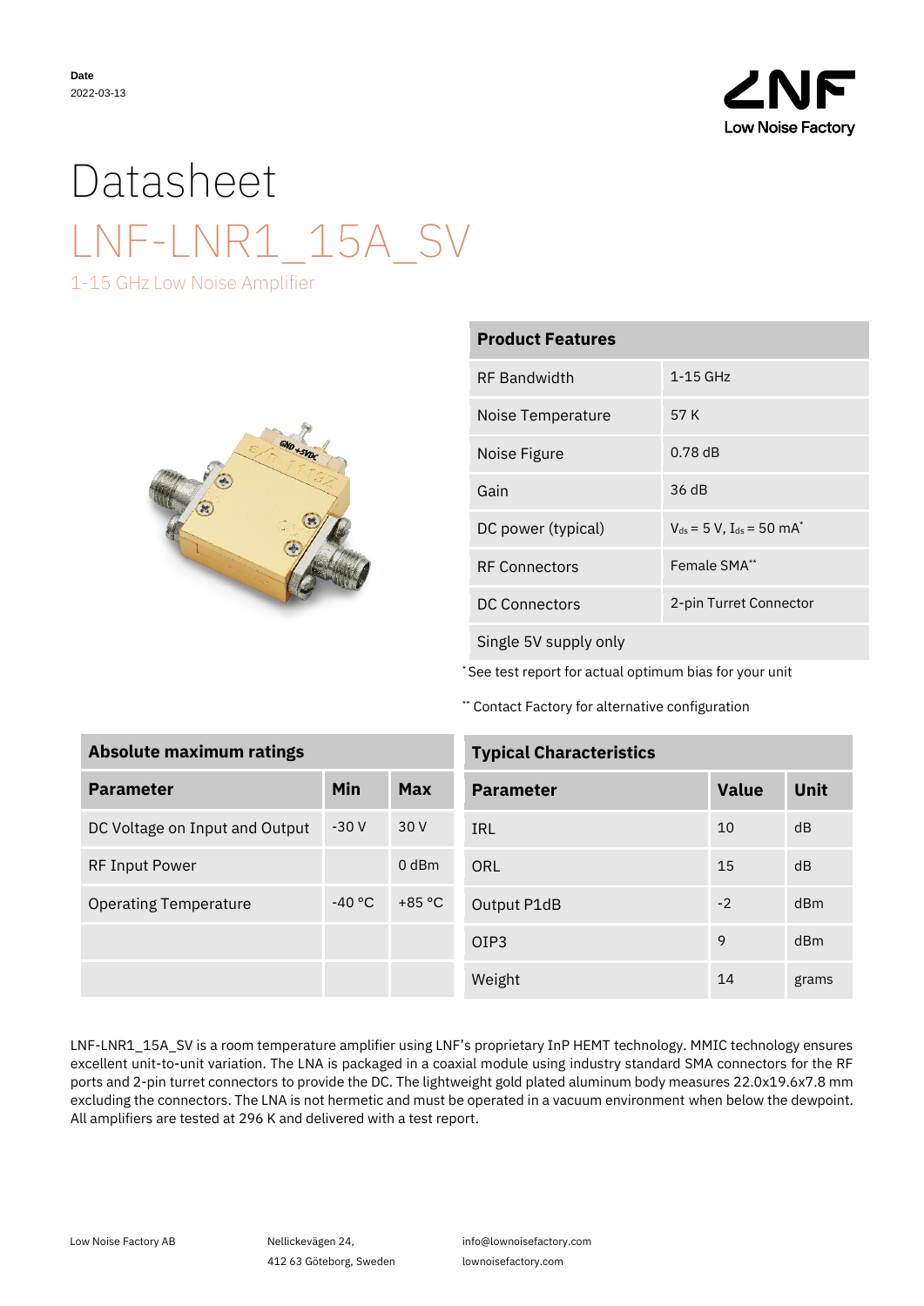Date
2022-03-13

# Datasheet

# LNF-LNR1_15A_SV

1-15 GHz Low Noise Amplifier

| Product Features | |
|---|---|
| RF Bandwidth | 1-15 GHz |
| Noise Temperature | 57 K |
| Noise Figure | 0.78 dB |
| Gain | 36 dB |
| DC power (typical) | $V_{ds}$ = 5 V, $I_{ds}$ = 50 mA* |
| RF Connectors | Female SMA** |
| DC Connectors | 2-pin Turret Connector |
| Single 5V supply only | |

\* See test report for actual optimum bias for your unit

** Contact Factory for alternative configuration

| Absolute maximum ratings | | |
|---|---|---|
| **Parameter** | **Min** | **Max** |
| DC Voltage on Input and Output | -30 V | 30 V |
| RF Input Power | | 0 dBm |
| Operating Temperature | -40 °C | +85 °C |
| | | |
| | | |

| Typical Characteristics | | |
|---|---|---|
| **Parameter** | **Value** | **Unit** |
| IRL | 10 | dB |
| ORL | 15 | dB |
| Output P1dB | -2 | dBm |
| OIP3 | 9 | dBm |
| Weight | 14 | grams |

LNF-LNR1_15A_SV is a room temperature amplifier using LNF's proprietary InP HEMT technology. MMIC technology ensures excellent unit-to-unit variation. The LNA is packaged in a coaxial module using industry standard SMA connectors for the RF ports and 2-pin turret connectors to provide the DC. The lightweight gold plated aluminum body measures 22.0x19.6x7.8 mm excluding the connectors. The LNA is not hermetic and must be operated in a vacuum environment when below the dewpoint. All amplifiers are tested at 296 K and delivered with a test report.

Low Noise Factory AB

Nellickevägen 24,
412 63 Göteborg, Sweden

info@lownoisefactory.com
lownoisefactory.com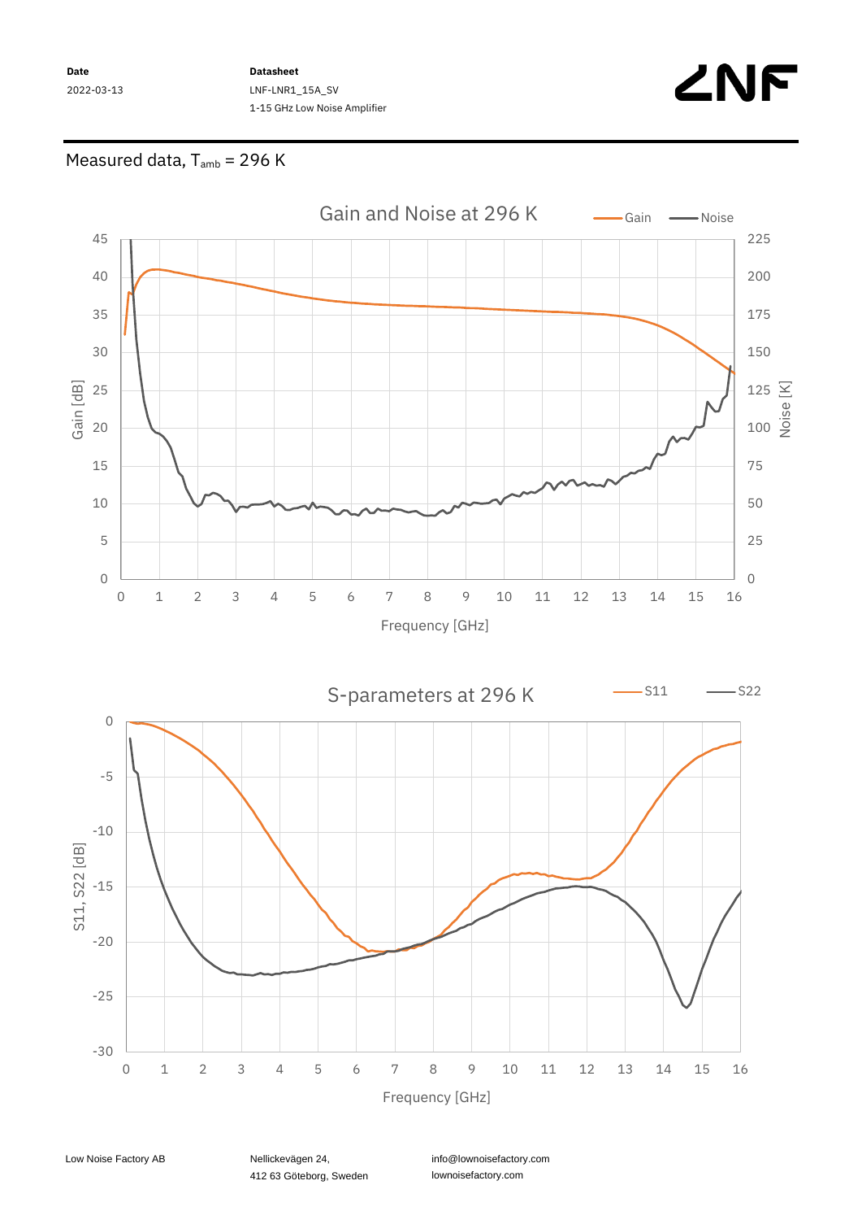## Measured data, $T_{amb}$ = 296 K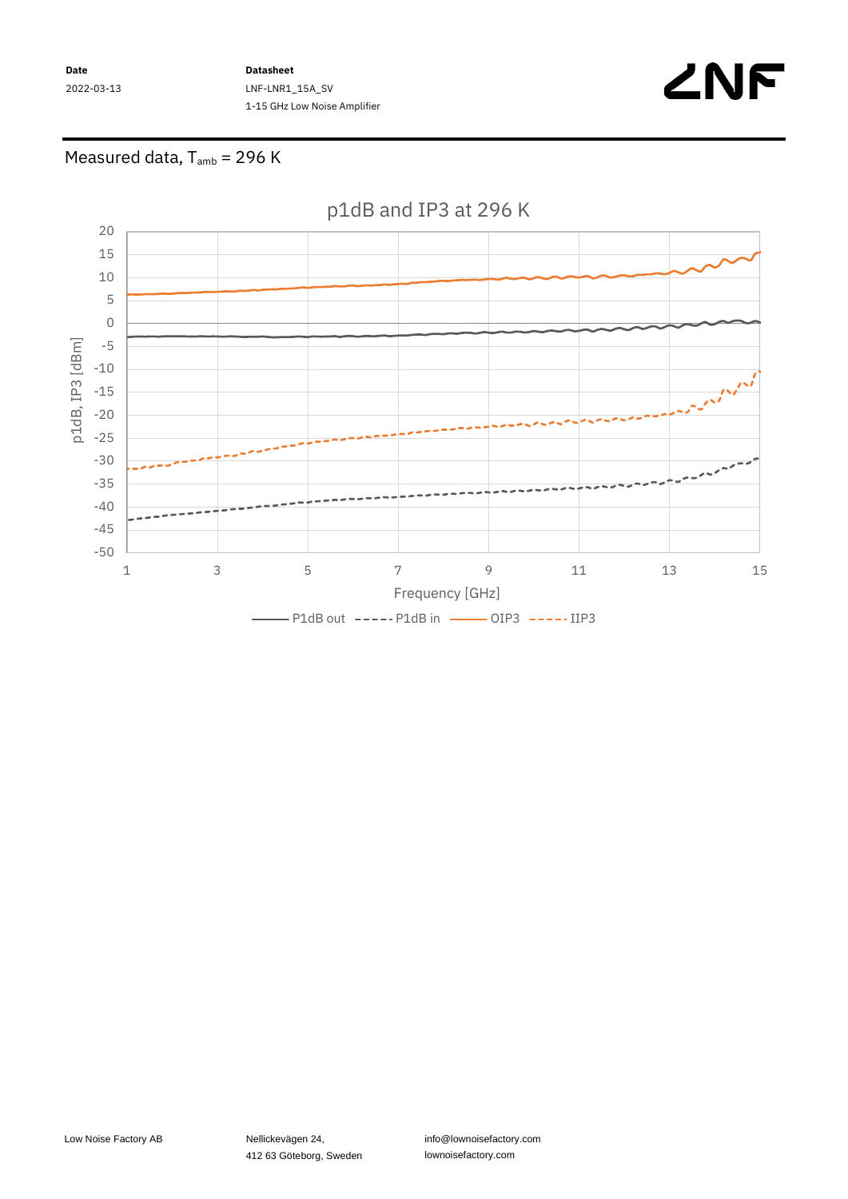## Measured data, $T_{amb}$ = 296 K

p1dB and IP3 at 296 K

p1dB, IP3 [dBm]

Frequency [GHz]

P1dB out ----- P1dB in ——— OIP3 ----- IIP3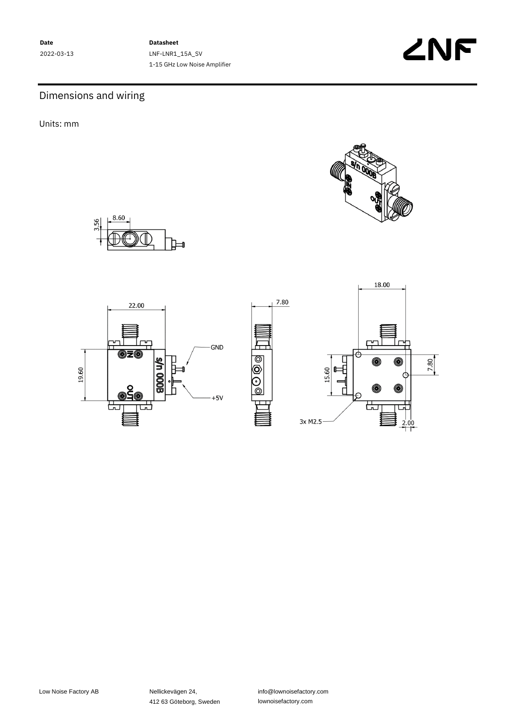## Dimensions and wiring

Units: mm

8.60
3.56

22.00
19.60
GND
+5V

7.80

18.00
15.60
7.80
3x M2.5
2.00